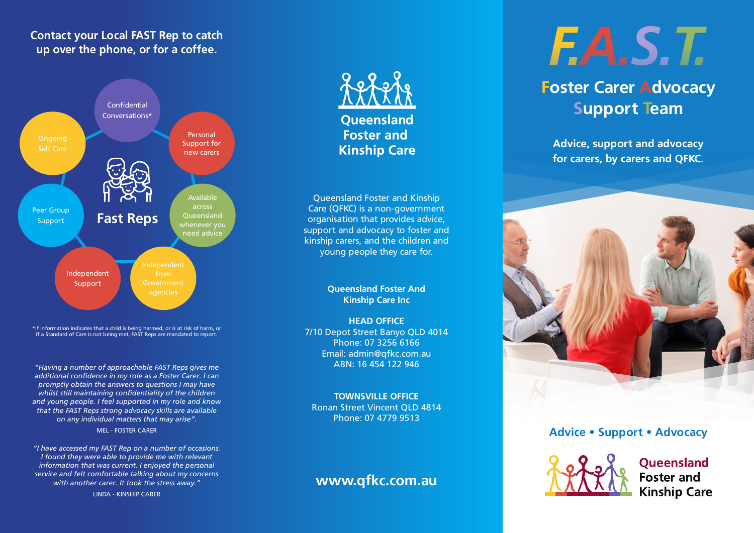## Contact your Local FAST Rep to catch up over the phone, or for a coffee.

**Fast Reps**

- Confidential Conversations*
- Personal Support for new carers
- Available across Queensland whenever you need advice
- Independent from Government agencies
- Independent Support
- Peer Group Support
- Ongoing Self Care

*If information indicates that a child is being harmed, or is at risk of harm, or if a Standard of Care is not being met, FAST Reps are mandated to report.

*"Having a number of approachable FAST Reps gives me additional confidence in my role as a Foster Carer. I can promptly obtain the answers to questions I may have whilst still maintaining confidentiality of the children and young people. I feel supported in my role and know that the FAST Reps strong advocacy skills are available on any individual matters that may arise".*

MEL - FOSTER CARER

*"I have accessed my FAST Rep on a number of occasions. I found they were able to provide me with relevant information that was current. I enjoyed the personal service and felt comfortable talking about my concerns with another carer. It took the stress away."*

LINDA - KINSHIP CARER

**Queensland Foster and Kinship Care**

Queensland Foster and Kinship Care (QFKC) is a non-government organisation that provides advice, support and advocacy to foster and kinship carers, and the children and young people they care for.

**Queensland Foster And Kinship Care Inc**

**HEAD OFFICE**
7/10 Depot Street Banyo QLD 4014
Phone: 07 3256 6166
Email: admin@qfkc.com.au
ABN: 16 454 122 946

**TOWNSVILLE OFFICE**
Ronan Street Vincent QLD 4814
Phone: 07 4779 9513

**www.qfkc.com.au**

# F.A.S.T.

## Foster Carer Advocacy Support Team

**Advice, support and advocacy for carers, by carers and QFKC.**

**Advice • Support • Advocacy**

**Queensland Foster and Kinship Care**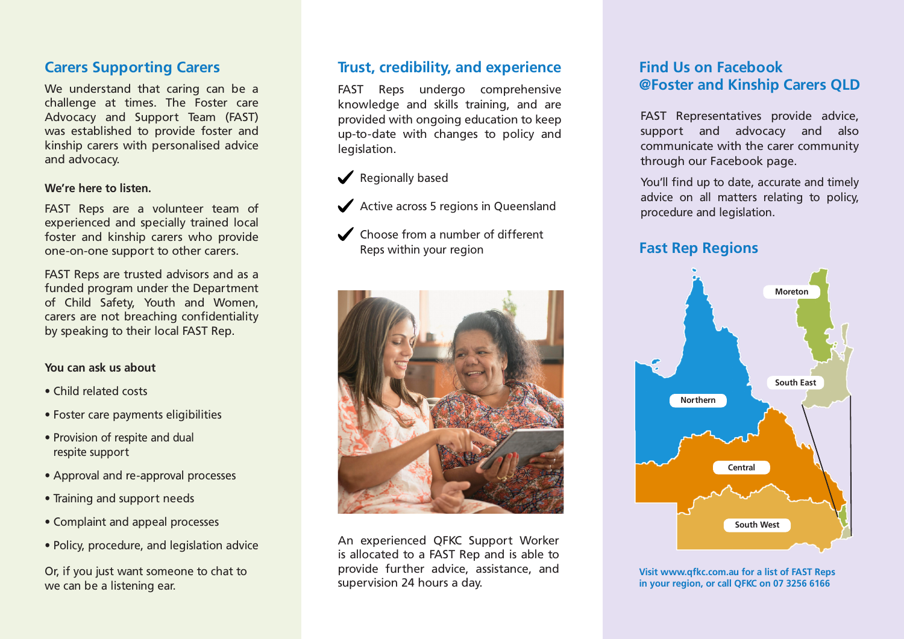## Carers Supporting Carers

We understand that caring can be a challenge at times. The Foster care Advocacy and Support Team (FAST) was established to provide foster and kinship carers with personalised advice and advocacy.

**We're here to listen.**

FAST Reps are a volunteer team of experienced and specially trained local foster and kinship carers who provide one-on-one support to other carers.

FAST Reps are trusted advisors and as a funded program under the Department of Child Safety, Youth and Women, carers are not breaching confidentiality by speaking to their local FAST Rep.

**You can ask us about**

- Child related costs
- Foster care payments eligibilities
- Provision of respite and dual respite support
- Approval and re-approval processes
- Training and support needs
- Complaint and appeal processes
- Policy, procedure, and legislation advice

Or, if you just want someone to chat to we can be a listening ear.

## Trust, credibility, and experience

FAST Reps undergo comprehensive knowledge and skills training, and are provided with ongoing education to keep up-to-date with changes to policy and legislation.

- ✔ Regionally based
- ✔ Active across 5 regions in Queensland
- ✔ Choose from a number of different Reps within your region

An experienced QFKC Support Worker is allocated to a FAST Rep and is able to provide further advice, assistance, and supervision 24 hours a day.

## Find Us on Facebook @Foster and Kinship Carers QLD

FAST Representatives provide advice, support and advocacy and also communicate with the carer community through our Facebook page.

You'll find up to date, accurate and timely advice on all matters relating to policy, procedure and legislation.

## Fast Rep Regions

Moreton

South East

Northern

Central

South West

**Visit www.qfkc.com.au for a list of FAST Reps in your region, or call QFKC on 07 3256 6166**